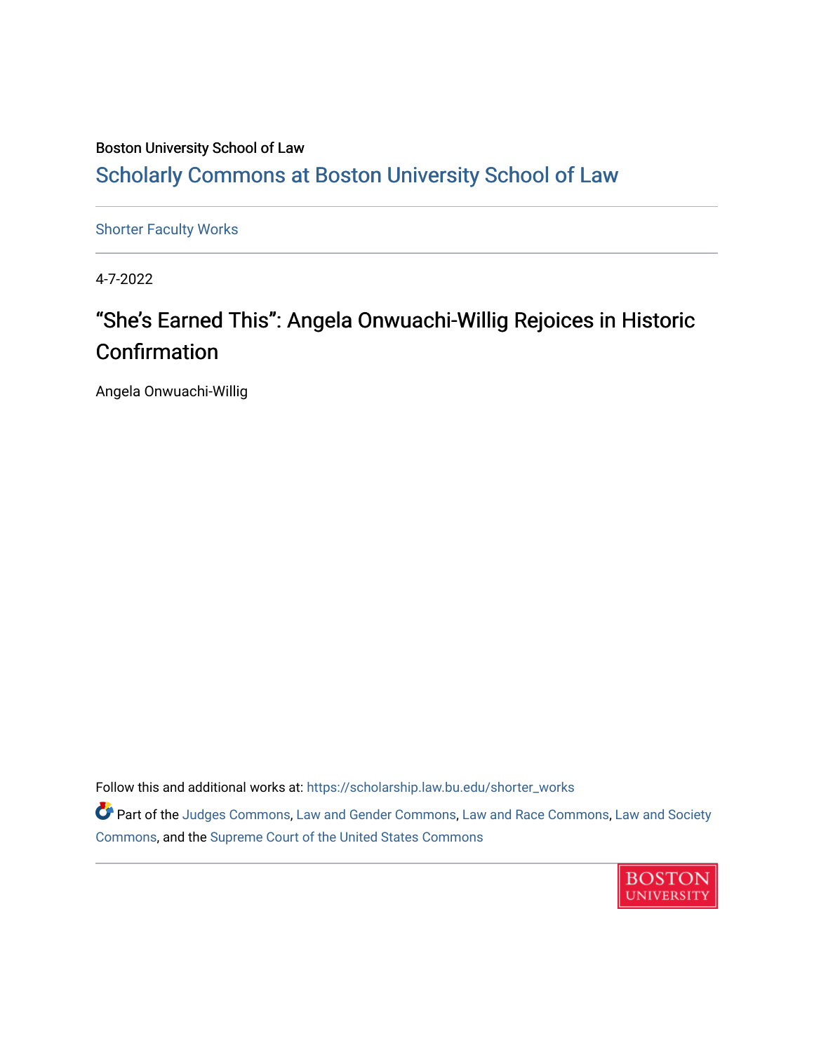Boston University School of Law

Scholarly Commons at Boston University School of Law

Shorter Faculty Works

4-7-2022

# “She’s Earned This”: Angela Onwuachi-Willig Rejoices in Historic Confirmation

Angela Onwuachi-Willig

Follow this and additional works at: https://scholarship.law.bu.edu/shorter_works

Part of the Judges Commons, Law and Gender Commons, Law and Race Commons, Law and Society Commons, and the Supreme Court of the United States Commons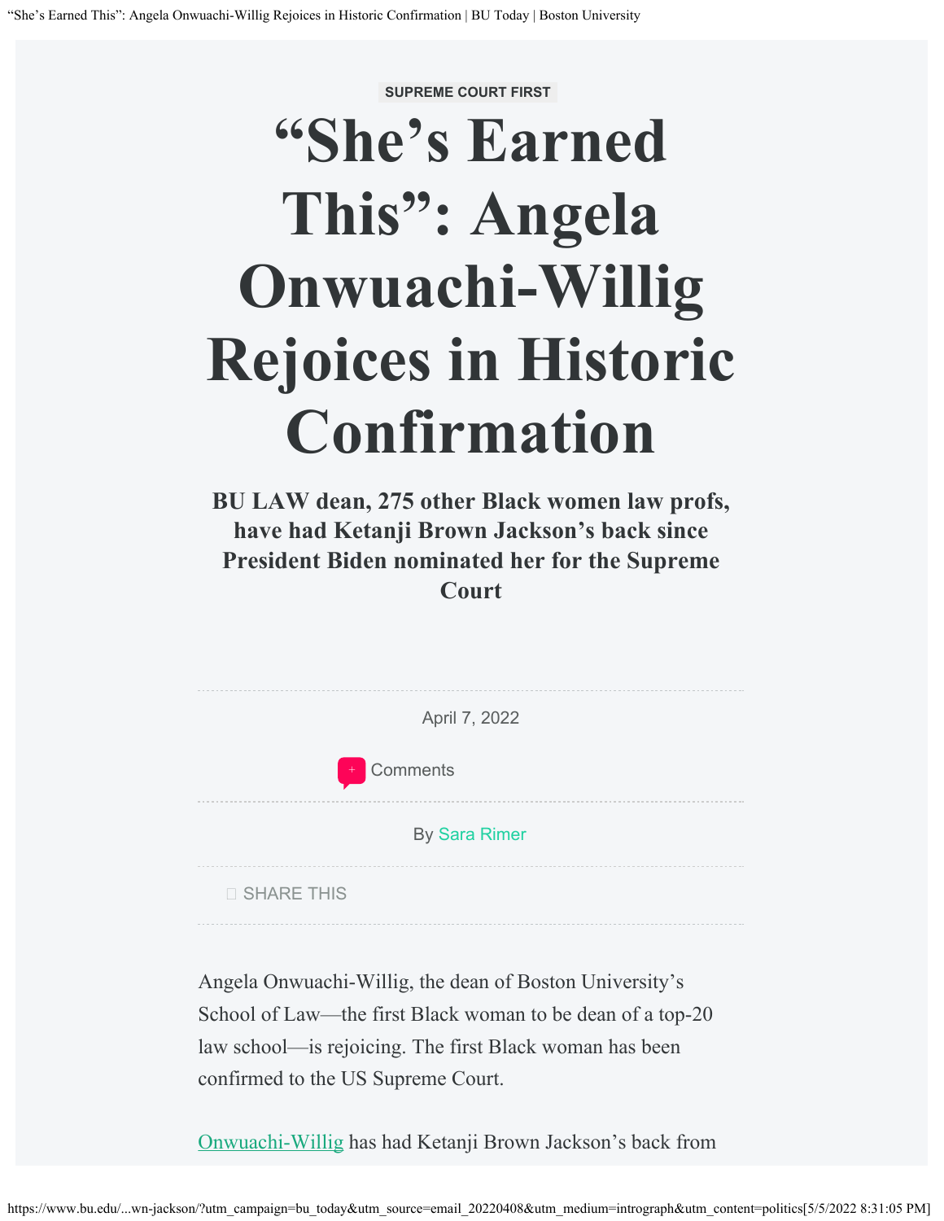SUPREME COURT FIRST

# "She's Earned This": Angela Onwuachi-Willig Rejoices in Historic Confirmation

**BU LAW dean, 275 other Black women law profs, have had Ketanji Brown Jackson's back since President Biden nominated her for the Supreme Court**

April 7, 2022

Comments

By Sara Rimer

SHARE THIS

Angela Onwuachi-Willig, the dean of Boston University's School of Law—the first Black woman to be dean of a top-20 law school—is rejoicing. The first Black woman has been confirmed to the US Supreme Court.

Onwuachi-Willig has had Ketanji Brown Jackson's back from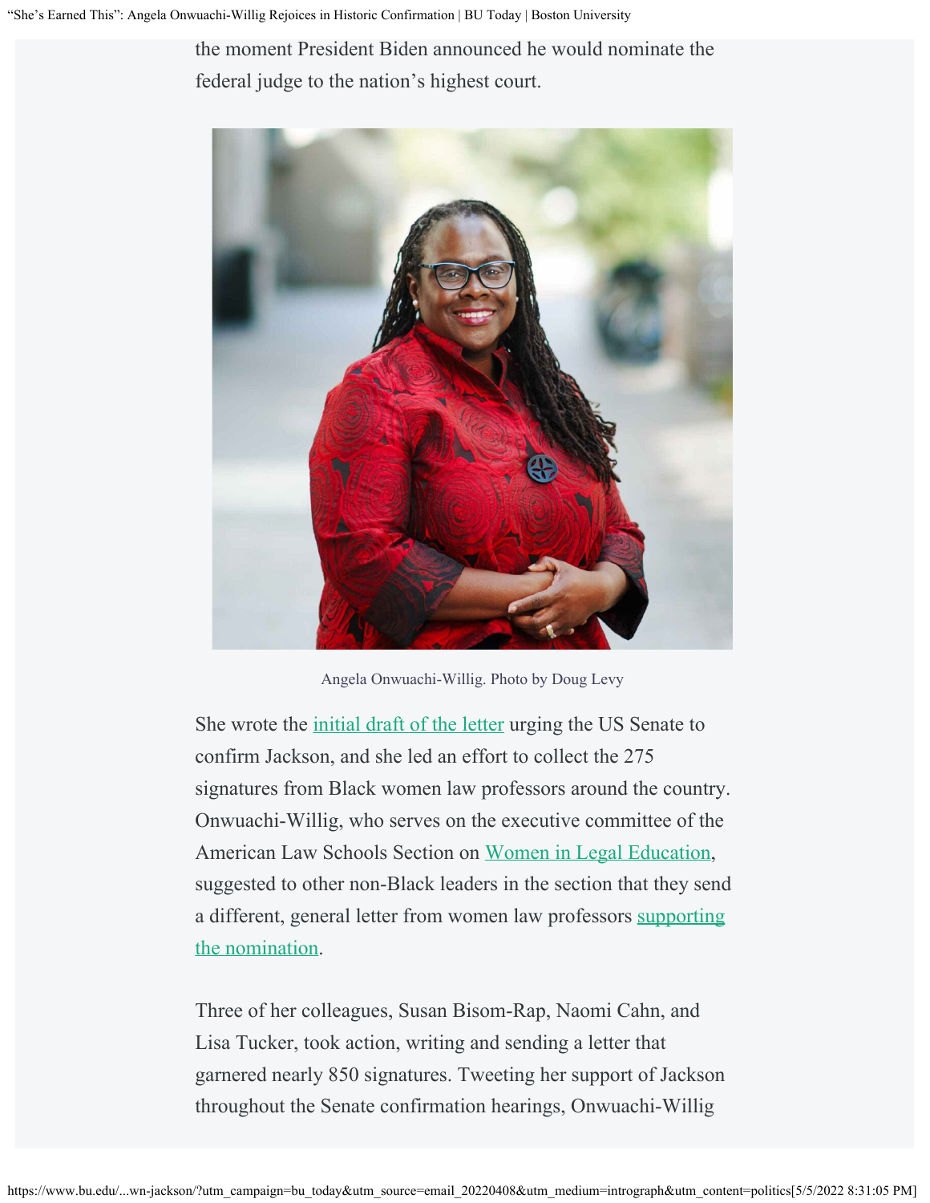the moment President Biden announced he would nominate the federal judge to the nation's highest court.

Angela Onwuachi-Willig. Photo by Doug Levy

She wrote the [initial draft of the letter] urging the US Senate to confirm Jackson, and she led an effort to collect the 275 signatures from Black women law professors around the country. Onwuachi-Willig, who serves on the executive committee of the American Law Schools Section on [Women in Legal Education], suggested to other non-Black leaders in the section that they send a different, general letter from women law professors [supporting the nomination].

Three of her colleagues, Susan Bisom-Rap, Naomi Cahn, and Lisa Tucker, took action, writing and sending a letter that garnered nearly 850 signatures. Tweeting her support of Jackson throughout the Senate confirmation hearings, Onwuachi-Willig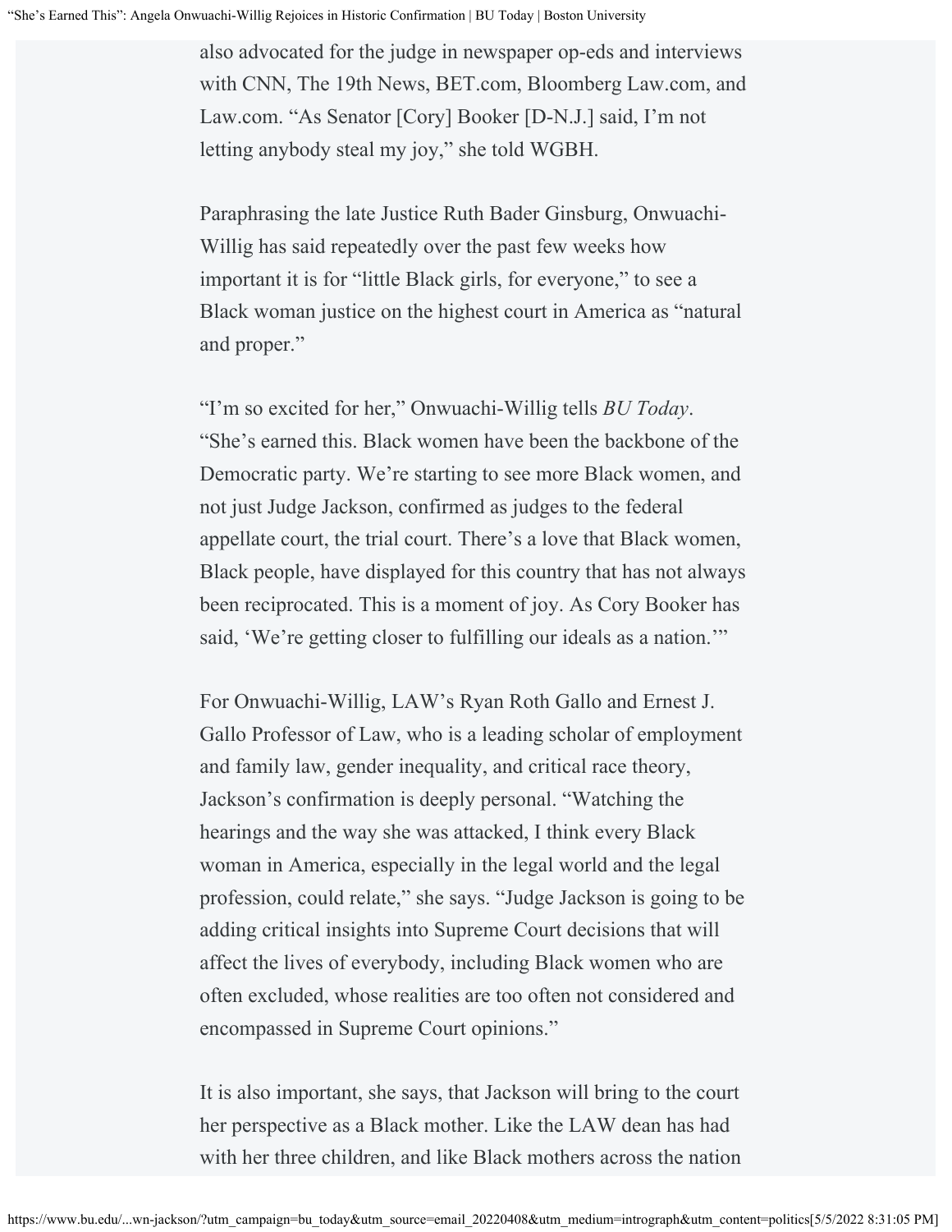also advocated for the judge in newspaper op-eds and interviews with CNN, The 19th News, BET.com, Bloomberg Law.com, and Law.com. "As Senator [Cory] Booker [D-N.J.] said, I'm not letting anybody steal my joy," she told WGBH.

Paraphrasing the late Justice Ruth Bader Ginsburg, Onwuachi-Willig has said repeatedly over the past few weeks how important it is for "little Black girls, for everyone," to see a Black woman justice on the highest court in America as "natural and proper."

"I'm so excited for her," Onwuachi-Willig tells *BU Today*. "She's earned this. Black women have been the backbone of the Democratic party. We're starting to see more Black women, and not just Judge Jackson, confirmed as judges to the federal appellate court, the trial court. There's a love that Black women, Black people, have displayed for this country that has not always been reciprocated. This is a moment of joy. As Cory Booker has said, 'We're getting closer to fulfilling our ideals as a nation.'"

For Onwuachi-Willig, LAW's Ryan Roth Gallo and Ernest J. Gallo Professor of Law, who is a leading scholar of employment and family law, gender inequality, and critical race theory, Jackson's confirmation is deeply personal. "Watching the hearings and the way she was attacked, I think every Black woman in America, especially in the legal world and the legal profession, could relate," she says. "Judge Jackson is going to be adding critical insights into Supreme Court decisions that will affect the lives of everybody, including Black women who are often excluded, whose realities are too often not considered and encompassed in Supreme Court opinions."

It is also important, she says, that Jackson will bring to the court her perspective as a Black mother. Like the LAW dean has had with her three children, and like Black mothers across the nation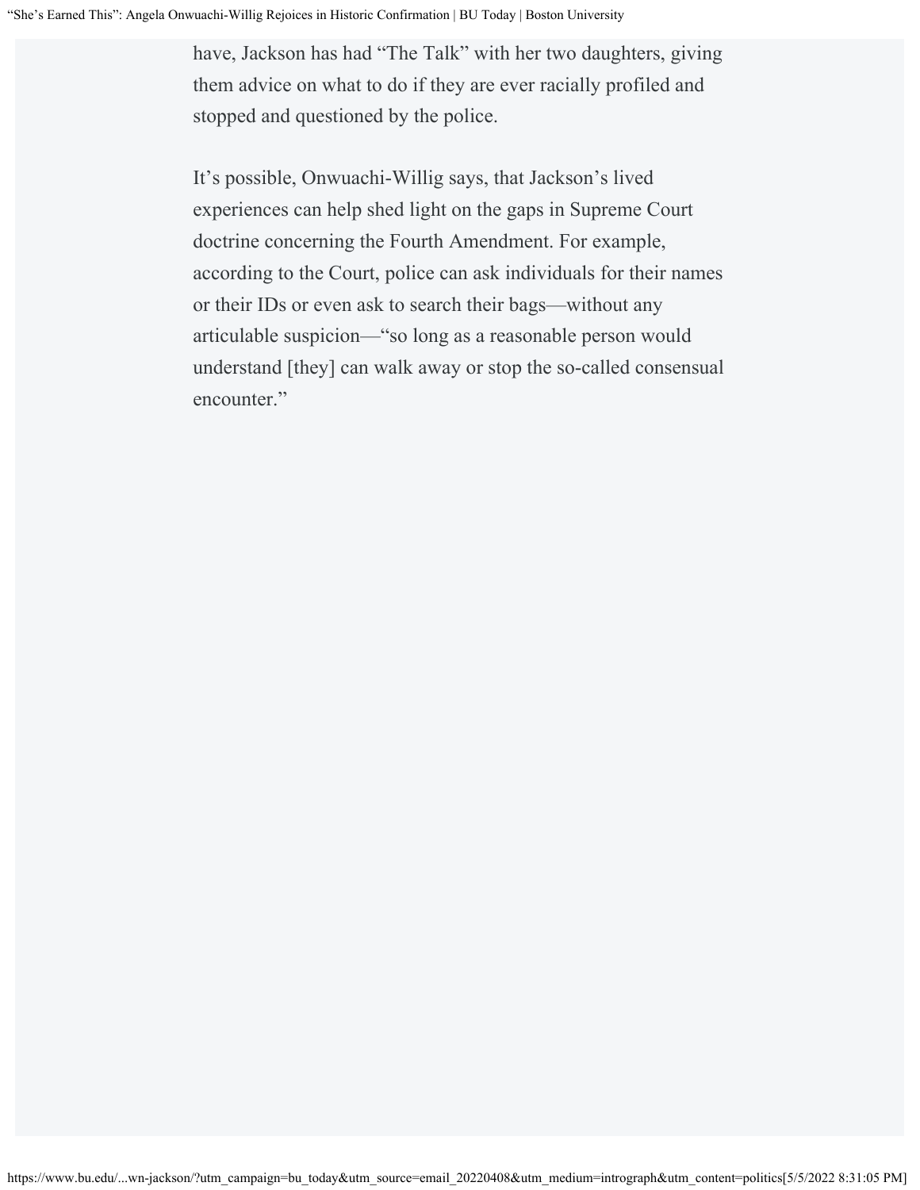have, Jackson has had "The Talk" with her two daughters, giving them advice on what to do if they are ever racially profiled and stopped and questioned by the police.

It's possible, Onwuachi-Willig says, that Jackson's lived experiences can help shed light on the gaps in Supreme Court doctrine concerning the Fourth Amendment. For example, according to the Court, police can ask individuals for their names or their IDs or even ask to search their bags—without any articulable suspicion—"so long as a reasonable person would understand [they] can walk away or stop the so-called consensual encounter."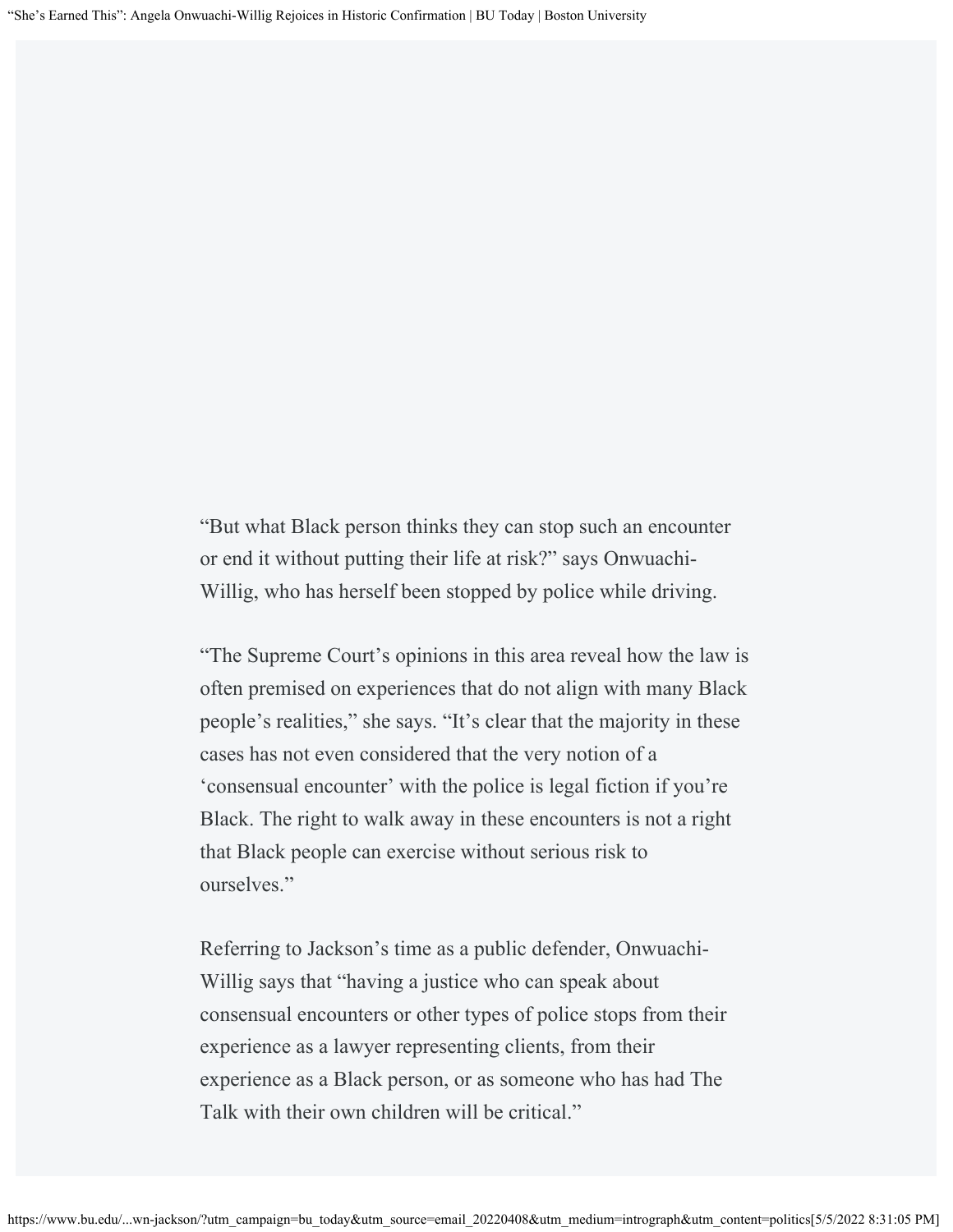"But what Black person thinks they can stop such an encounter or end it without putting their life at risk?" says Onwuachi-Willig, who has herself been stopped by police while driving.

"The Supreme Court's opinions in this area reveal how the law is often premised on experiences that do not align with many Black people's realities," she says. "It's clear that the majority in these cases has not even considered that the very notion of a 'consensual encounter' with the police is legal fiction if you're Black. The right to walk away in these encounters is not a right that Black people can exercise without serious risk to ourselves."

Referring to Jackson's time as a public defender, Onwuachi-Willig says that "having a justice who can speak about consensual encounters or other types of police stops from their experience as a lawyer representing clients, from their experience as a Black person, or as someone who has had The Talk with their own children will be critical."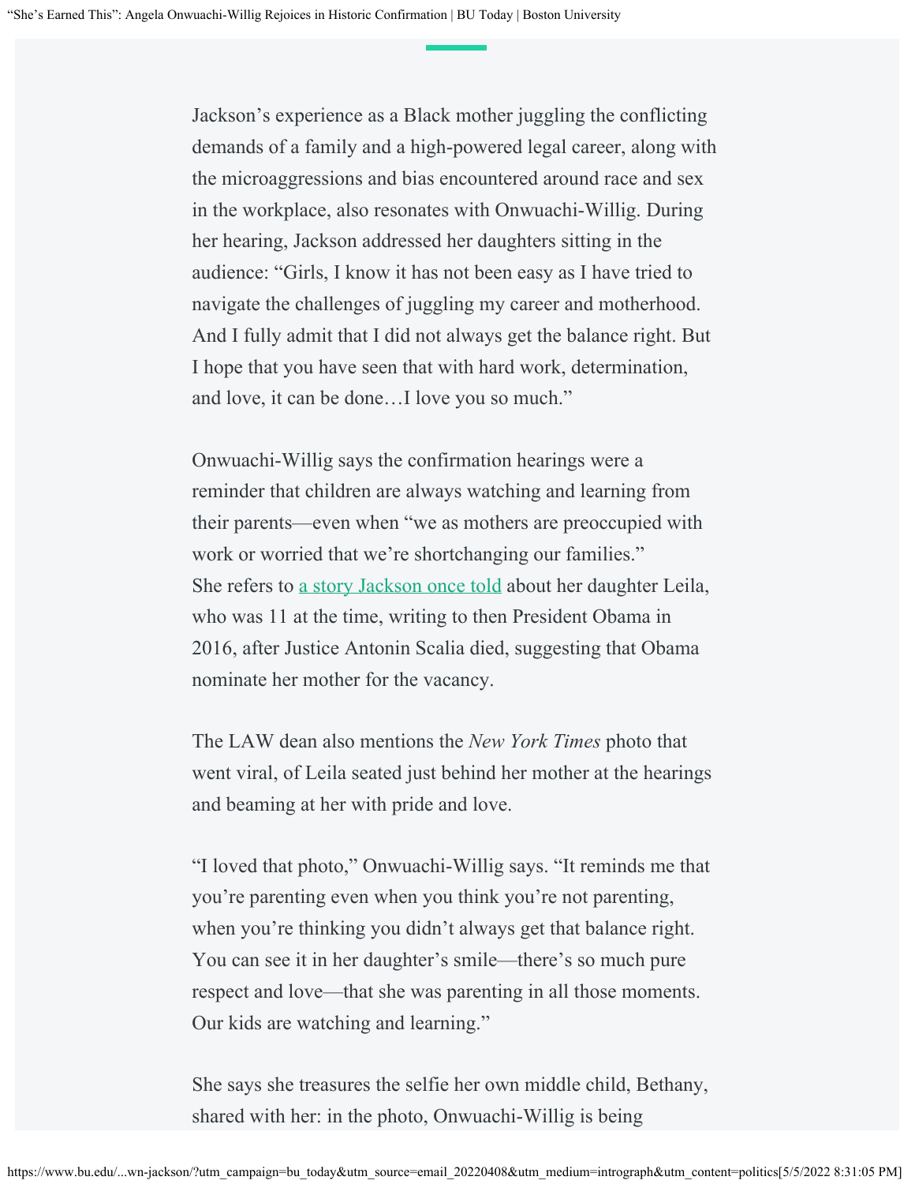Jackson's experience as a Black mother juggling the conflicting demands of a family and a high-powered legal career, along with the microaggressions and bias encountered around race and sex in the workplace, also resonates with Onwuachi-Willig. During her hearing, Jackson addressed her daughters sitting in the audience: "Girls, I know it has not been easy as I have tried to navigate the challenges of juggling my career and motherhood. And I fully admit that I did not always get the balance right. But I hope that you have seen that with hard work, determination, and love, it can be done…I love you so much."

Onwuachi-Willig says the confirmation hearings were a reminder that children are always watching and learning from their parents—even when "we as mothers are preoccupied with work or worried that we're shortchanging our families." She refers to a story Jackson once told about her daughter Leila, who was 11 at the time, writing to then President Obama in 2016, after Justice Antonin Scalia died, suggesting that Obama nominate her mother for the vacancy.

The LAW dean also mentions the *New York Times* photo that went viral, of Leila seated just behind her mother at the hearings and beaming at her with pride and love.

"I loved that photo," Onwuachi-Willig says. "It reminds me that you're parenting even when you think you're not parenting, when you're thinking you didn't always get that balance right. You can see it in her daughter's smile—there's so much pure respect and love—that she was parenting in all those moments. Our kids are watching and learning."

She says she treasures the selfie her own middle child, Bethany, shared with her: in the photo, Onwuachi-Willig is being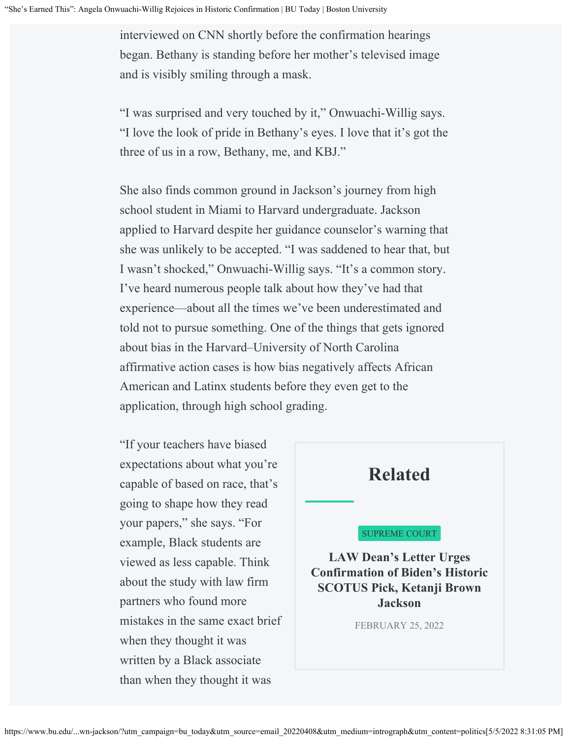interviewed on CNN shortly before the confirmation hearings began. Bethany is standing before her mother's televised image and is visibly smiling through a mask.

"I was surprised and very touched by it," Onwuachi-Willig says. "I love the look of pride in Bethany's eyes. I love that it's got the three of us in a row, Bethany, me, and KBJ."

She also finds common ground in Jackson's journey from high school student in Miami to Harvard undergraduate. Jackson applied to Harvard despite her guidance counselor's warning that she was unlikely to be accepted. "I was saddened to hear that, but I wasn't shocked," Onwuachi-Willig says. "It's a common story. I've heard numerous people talk about how they've had that experience—about all the times we've been underestimated and told not to pursue something. One of the things that gets ignored about bias in the Harvard–University of North Carolina affirmative action cases is how bias negatively affects African American and Latinx students before they even get to the application, through high school grading.

"If your teachers have biased expectations about what you're capable of based on race, that's going to shape how they read your papers," she says. "For example, Black students are viewed as less capable. Think about the study with law firm partners who found more mistakes in the same exact brief when they thought it was written by a Black associate than when they thought it was

## Related

SUPREME COURT

**LAW Dean's Letter Urges Confirmation of Biden's Historic SCOTUS Pick, Ketanji Brown Jackson**

FEBRUARY 25, 2022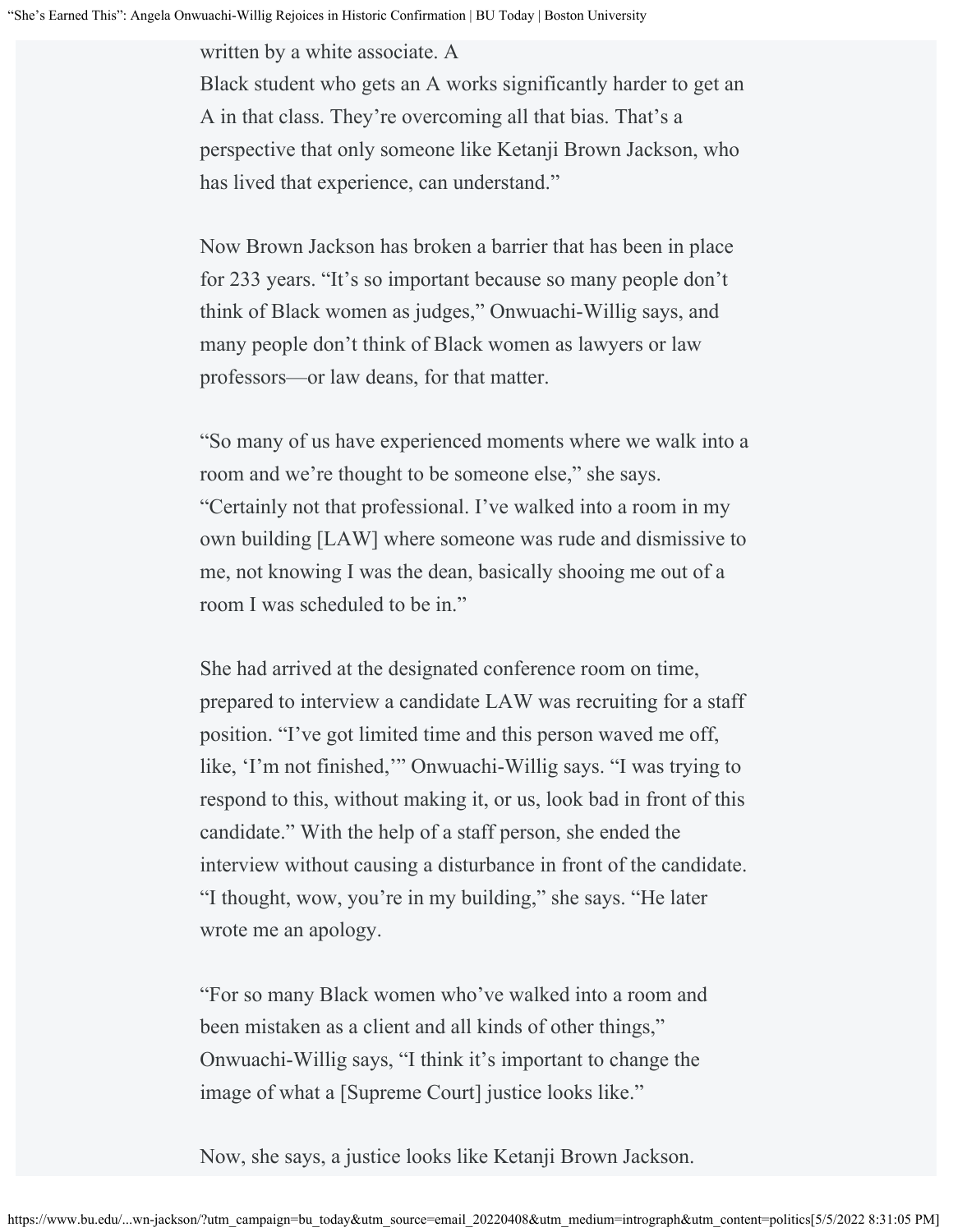written by a white associate. A
Black student who gets an A works significantly harder to get an A in that class. They're overcoming all that bias. That's a perspective that only someone like Ketanji Brown Jackson, who has lived that experience, can understand."

Now Brown Jackson has broken a barrier that has been in place for 233 years. "It's so important because so many people don't think of Black women as judges," Onwuachi-Willig says, and many people don't think of Black women as lawyers or law professors—or law deans, for that matter.

"So many of us have experienced moments where we walk into a room and we're thought to be someone else," she says. "Certainly not that professional. I've walked into a room in my own building [LAW] where someone was rude and dismissive to me, not knowing I was the dean, basically shooing me out of a room I was scheduled to be in."

She had arrived at the designated conference room on time, prepared to interview a candidate LAW was recruiting for a staff position. "I've got limited time and this person waved me off, like, 'I'm not finished,'" Onwuachi-Willig says. "I was trying to respond to this, without making it, or us, look bad in front of this candidate." With the help of a staff person, she ended the interview without causing a disturbance in front of the candidate. "I thought, wow, you're in my building," she says. "He later wrote me an apology.

"For so many Black women who've walked into a room and been mistaken as a client and all kinds of other things," Onwuachi-Willig says, "I think it's important to change the image of what a [Supreme Court] justice looks like."

Now, she says, a justice looks like Ketanji Brown Jackson.